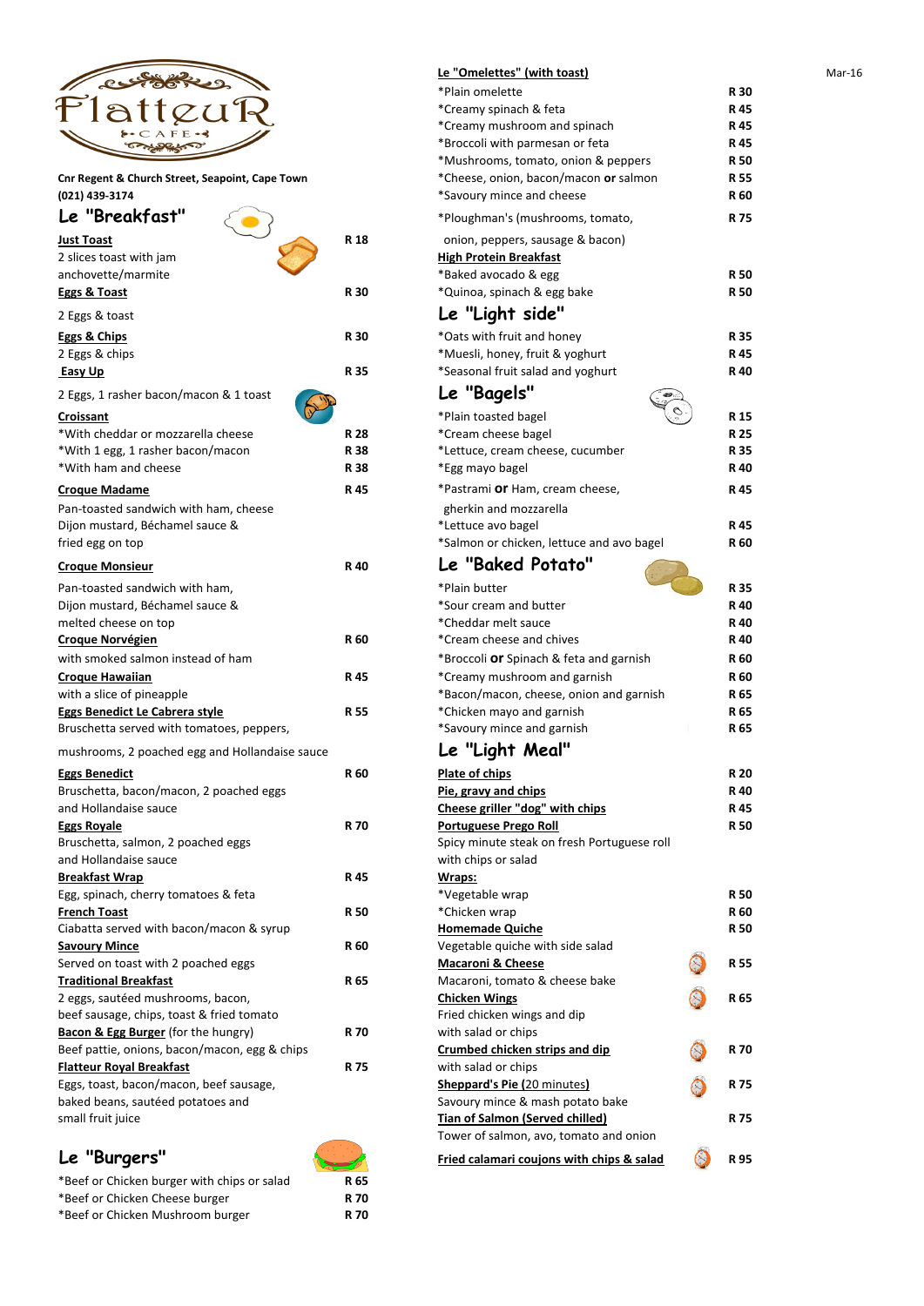# Flatteur Cafe

**Cnr Regent & Church Street, Seapoint, Cape Town**
**(021) 439-3174**

Mar-16

## Le "Breakfast"

**Just Toast** — **R 18**
2 slices toast with jam
anchovette/marmite

**Eggs & Toast** — **R 30**
2 Eggs & toast

**Eggs & Chips** — **R 30**
2 Eggs & chips

**Easy Up** — **R 35**
2 Eggs, 1 rasher bacon/macon & 1 toast

**Croissant**
*With cheddar or mozzarella cheese — **R 28**
*With 1 egg, 1 rasher bacon/macon — **R 38**
*With ham and cheese — **R 38**

**Croque Madame** — **R 45**
Pan-toasted sandwich with ham, cheese
Dijon mustard, Béchamel sauce &
fried egg on top

**Croque Monsieur** — **R 40**
Pan-toasted sandwich with ham,
Dijon mustard, Béchamel sauce &
melted cheese on top

**Croque Norvégien** — **R 60**
with smoked salmon instead of ham

**Croque Hawaiian** — **R 45**
with a slice of pineapple

**Eggs Benedict Le Cabrera style** — **R 55**
Bruschetta served with tomatoes, peppers,
mushrooms, 2 poached egg and Hollandaise sauce

**Eggs Benedict** — **R 60**
Bruschetta, bacon/macon, 2 poached eggs
and Hollandaise sauce

**Eggs Royale** — **R 70**
Bruschetta, salmon, 2 poached eggs
and Hollandaise sauce

**Breakfast Wrap** — **R 45**
Egg, spinach, cherry tomatoes & feta

**French Toast** — **R 50**
Ciabatta served with bacon/macon & syrup

**Savoury Mince** — **R 60**
Served on toast with 2 poached eggs

**Traditional Breakfast** — **R 65**
2 eggs, sautéed mushrooms, bacon,
beef sausage, chips, toast & fried tomato

**Bacon & Egg Burger** (for the hungry) — **R 70**
Beef pattie, onions, bacon/macon, egg & chips

**Flatteur Royal Breakfast** — **R 75**
Eggs, toast, bacon/macon, beef sausage,
baked beans, sautéed potatoes and
small fruit juice

## Le "Burgers"

*Beef or Chicken burger with chips or salad — **R 65**
*Beef or Chicken Cheese burger — **R 70**
*Beef or Chicken Mushroom burger — **R 70**

## Le "Omelettes" (with toast)

*Plain omelette — **R 30**
*Creamy spinach & feta — **R 45**
*Creamy mushroom and spinach — **R 45**
*Broccoli with parmesan or feta — **R 45**
*Mushrooms, tomato, onion & peppers — **R 50**
*Cheese, onion, bacon/macon **or** salmon — **R 55**
*Savoury mince and cheese — **R 60**
*Ploughman's (mushrooms, tomato, onion, peppers, sausage & bacon) — **R 75**

**High Protein Breakfast**
*Baked avocado & egg — **R 50**
*Quinoa, spinach & egg bake — **R 50**

## Le "Light side"

*Oats with fruit and honey — **R 35**
*Muesli, honey, fruit & yoghurt — **R 45**
*Seasonal fruit salad and yoghurt — **R 40**

## Le "Bagels"

*Plain toasted bagel — **R 15**
*Cream cheese bagel — **R 25**
*Lettuce, cream cheese, cucumber — **R 35**
*Egg mayo bagel — **R 40**
*Pastrami **or** Ham, cream cheese, gherkin and mozzarella — **R 45**
*Lettuce avo bagel — **R 45**
*Salmon or chicken, lettuce and avo bagel — **R 60**

## Le "Baked Potato"

*Plain butter — **R 35**
*Sour cream and butter — **R 40**
*Cheddar melt sauce — **R 40**
*Cream cheese and chives — **R 40**
*Broccoli **or** Spinach & feta and garnish — **R 60**
*Creamy mushroom and garnish — **R 60**
*Bacon/macon, cheese, onion and garnish — **R 65**
*Chicken mayo and garnish — **R 65**
*Savoury mince and garnish — **R 65**

## Le "Light Meal"

**Plate of chips** — **R 20**
**Pie, gravy and chips** — **R 40**
**Cheese griller "dog" with chips** — **R 45**
**Portuguese Prego Roll** — **R 50**
Spicy minute steak on fresh Portuguese roll
with chips or salad

**Wraps:**
*Vegetable wrap — **R 50**
*Chicken wrap — **R 60**

**Homemade Quiche** — **R 50**
Vegetable quiche with side salad

**Macaroni & Cheese** — **R 55**
Macaroni, tomato & cheese bake

**Chicken Wings** — **R 65**
Fried chicken wings and dip
with salad or chips

**Crumbed chicken strips and dip** — **R 70**
with salad or chips

**Sheppard's Pie (20 minutes)** — **R 75**
Savoury mince & mash potato bake

**Tian of Salmon (Served chilled)** — **R 75**
Tower of salmon, avo, tomato and onion

**Fried calamari coujons with chips & salad** — **R 95**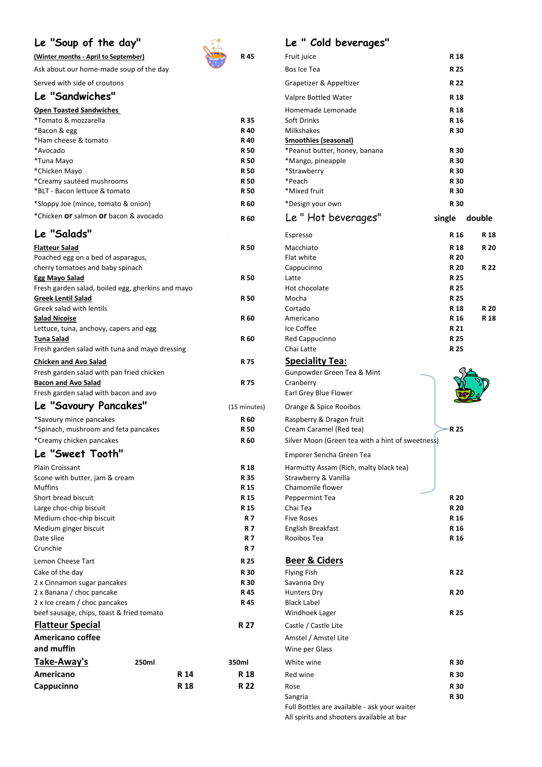## Le "Soup of the day"

| | |
|---|---|
| **(Winter months - April to September)** | R 45 |
| Ask about our home-made soup of the day | |
| Served with side of croutons | |

## Le "Sandwiches"

**Open Toasted Sandwiches**

| | |
|---|---|
| *Tomato & mozzarella | R 35 |
| *Bacon & egg | R 40 |
| *Ham cheese & tomato | R 40 |
| *Avocado | R 50 |
| *Tuna Mayo | R 50 |
| *Chicken Mayo | R 50 |
| *Creamy sautéed mushrooms | R 50 |
| *BLT - Bacon lettuce & tomato | R 50 |
| *Sloppy Joe (mince, tomato & onion) | R 60 |
| *Chicken **or** salmon **or** bacon & avocado | R 60 |

## Le "Salads"

| | |
|---|---|
| **Flatteur Salad** | R 50 |
| Poached egg on a bed of asparagus, cherry tomatoes and baby spinach | |
| **Egg Mayo Salad** | R 50 |
| Fresh garden salad, boiled egg, gherkins and mayo | |
| **Greek Lentil Salad** | R 50 |
| Greek salad with lentils | |
| **Salad Nicoise** | R 60 |
| Lettuce, tuna, anchovy, capers and egg | |
| **Tuna Salad** | R 60 |
| Fresh garden salad with tuna and mayo dressing | |
| **Chicken and Avo Salad** | R 75 |
| Fresh garden salad with pan fried chicken | |
| **Bacon and Avo Salad** | R 75 |
| Fresh garden salad with bacon and avo | |

## Le "Savoury Pancakes" (15 minutes)

| | |
|---|---|
| *Savoury mince pancakes | R 60 |
| *Spinach, mushroom and feta pancakes | R 50 |
| *Creamy chicken pancakes | R 60 |

## Le "Sweet Tooth"

| | |
|---|---|
| Plain Croissant | R 18 |
| Scone with butter, jam & cream | R 35 |
| Muffins | R 15 |
| Short bread biscuit | R 15 |
| Large choc-chip biscuit | R 15 |
| Medium choc-chip biscuit | R 7 |
| Medium ginger biscuit | R 7 |
| Date slice | R 7 |
| Crunchie | R 7 |
| Lemon Cheese Tart | R 25 |
| Cake of the day | R 30 |
| 2 x Cinnamon sugar pancakes | R 30 |
| 2 x Banana / choc pancake | R 45 |
| 2 x Ice cream / choc pancakes | R 45 |
| beef sausage, chips, toast & fried tomato | |

## Flatteur Special — R 27

**Americano coffee and muffin**

## Take-Away's

| | 250ml | 350ml |
|---|---|---|
| **Americano** | R 14 | R 18 |
| **Cappucinno** | R 18 | R 22 |

## Le " Cold beverages"

| | |
|---|---|
| Fruit juice | R 18 |
| Bos Ice Tea | R 25 |
| Grapetizer & Appeltizer | R 22 |
| Valpre Bottled Water | R 18 |
| Homemade Lemonade | R 18 |
| Soft Drinks | R 16 |
| Milkshakes | R 30 |
| **Smoothies (seasonal)** | |
| *Peanut butter, honey, banana | R 30 |
| *Mango, pineapple | R 30 |
| *Strawberry | R 30 |
| *Peach | R 30 |
| *Mixed fruit | R 30 |
| *Design your own | R 30 |

## Le " Hot beverages"

| | single | double |
|---|---|---|
| Espresso | R 16 | R 18 |
| Macchiato | R 18 | R 20 |
| Flat white | R 20 | |
| Cappucinno | R 20 | R 22 |
| Latte | R 25 | |
| Hot chocolate | R 25 | |
| Mocha | R 25 | |
| Cortado | R 18 | R 20 |
| Americano | R 16 | R 18 |
| Ice Coffee | R 21 | |
| Red Cappucinno | R 25 | |
| Chai Latte | R 25 | |

## Speciality Tea:

The following teas: R 25

- Gunpowder Green Tea & Mint
- Cranberry
- Earl Grey Blue Flower
- Orange & Spice Rooibos
- Raspberry & Dragon fruit
- Cream Caramel (Red tea)
- Silver Moon (Green tea with a hint of sweetness)
- Emporer Sencha Green Tea
- Harmutty Assam (Rich, malty black tea)
- Strawberry & Vanilla
- Chamomile flower

| | |
|---|---|
| Peppermint Tea | R 20 |
| Chai Tea | R 20 |
| Five Roses | R 16 |
| English Breakfast | R 16 |
| Rooibos Tea | R 16 |

## Beer & Ciders

| | |
|---|---|
| Flying Fish | R 22 |
| Savanna Dry | |
| Hunters Dry | R 20 |
| Black Label | |
| Windhoek Lager | R 25 |
| Castle / Castle Lite | |
| Amstel / Amstel Lite | |
| Wine per Glass | |
| White wine | R 30 |
| Red wine | R 30 |
| Rose | R 30 |
| Sangria | R 30 |

Full Bottles are available - ask your waiter

All spirits and shooters available at bar